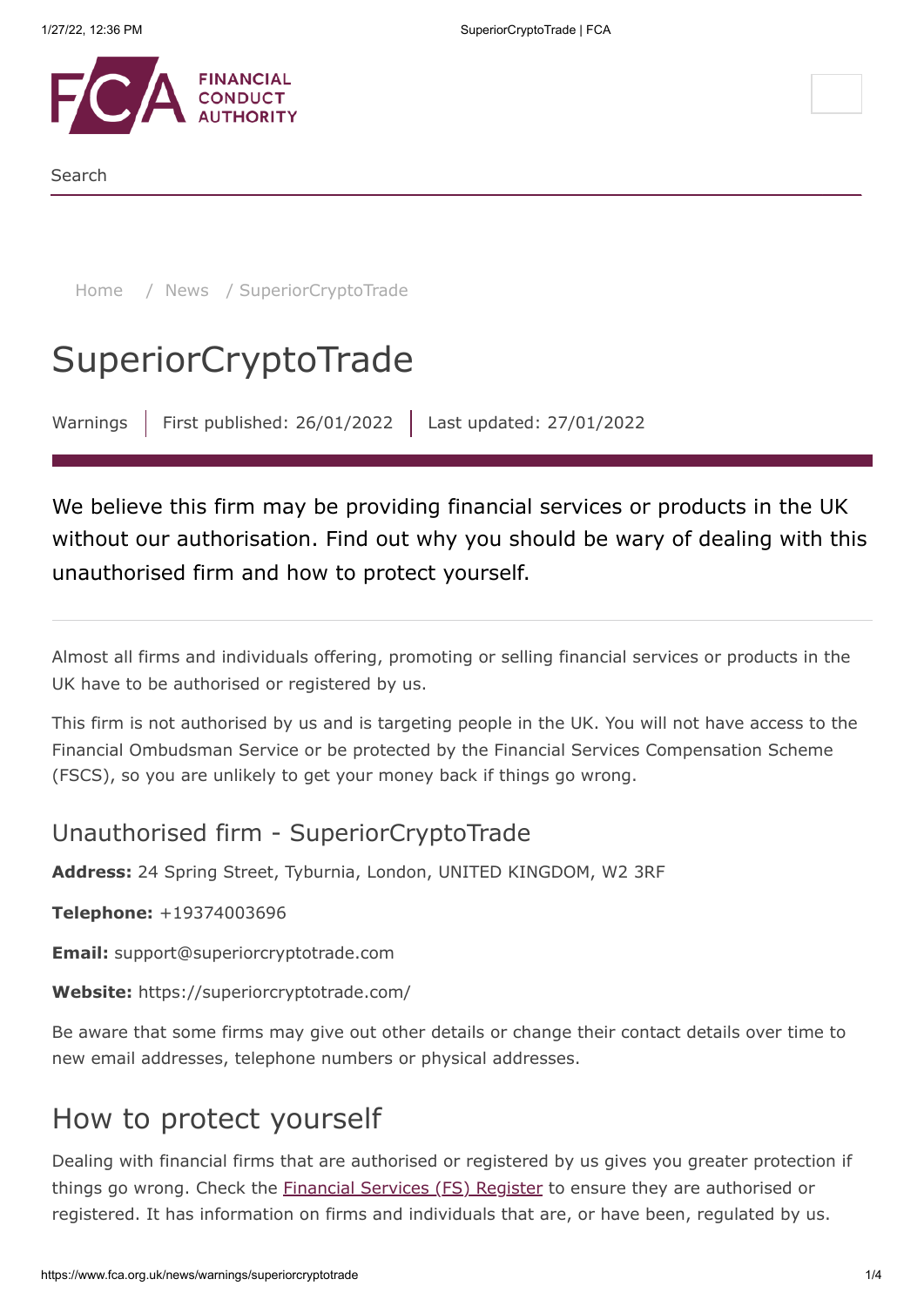Search

Home / News / SuperiorCryptoTrade

# SuperiorCryptoTrade

Warnings | First published: 26/01/2022 | Last updated: 27/01/2022

We believe this firm may be providing financial services or products in the UK without our authorisation. Find out why you should be wary of dealing with this unauthorised firm and how to protect yourself.

Almost all firms and individuals offering, promoting or selling financial services or products in the UK have to be authorised or registered by us.

This firm is not authorised by us and is targeting people in the UK. You will not have access to the Financial Ombudsman Service or be protected by the Financial Services Compensation Scheme (FSCS), so you are unlikely to get your money back if things go wrong.

### Unauthorised firm - SuperiorCryptoTrade

**Address:** 24 Spring Street, Tyburnia, London, UNITED KINGDOM, W2 3RF

**Telephone:** +19374003696

**Email:** support@superiorcryptotrade.com

**Website:** https://superiorcryptotrade.com/

Be aware that some firms may give out other details or change their contact details over time to new email addresses, telephone numbers or physical addresses.

## How to protect yourself

Dealing with financial firms that are authorised or registered by us gives you greater protection if things go wrong. Check the [Financial Services (FS) Register] to ensure they are authorised or registered. It has information on firms and individuals that are, or have been, regulated by us.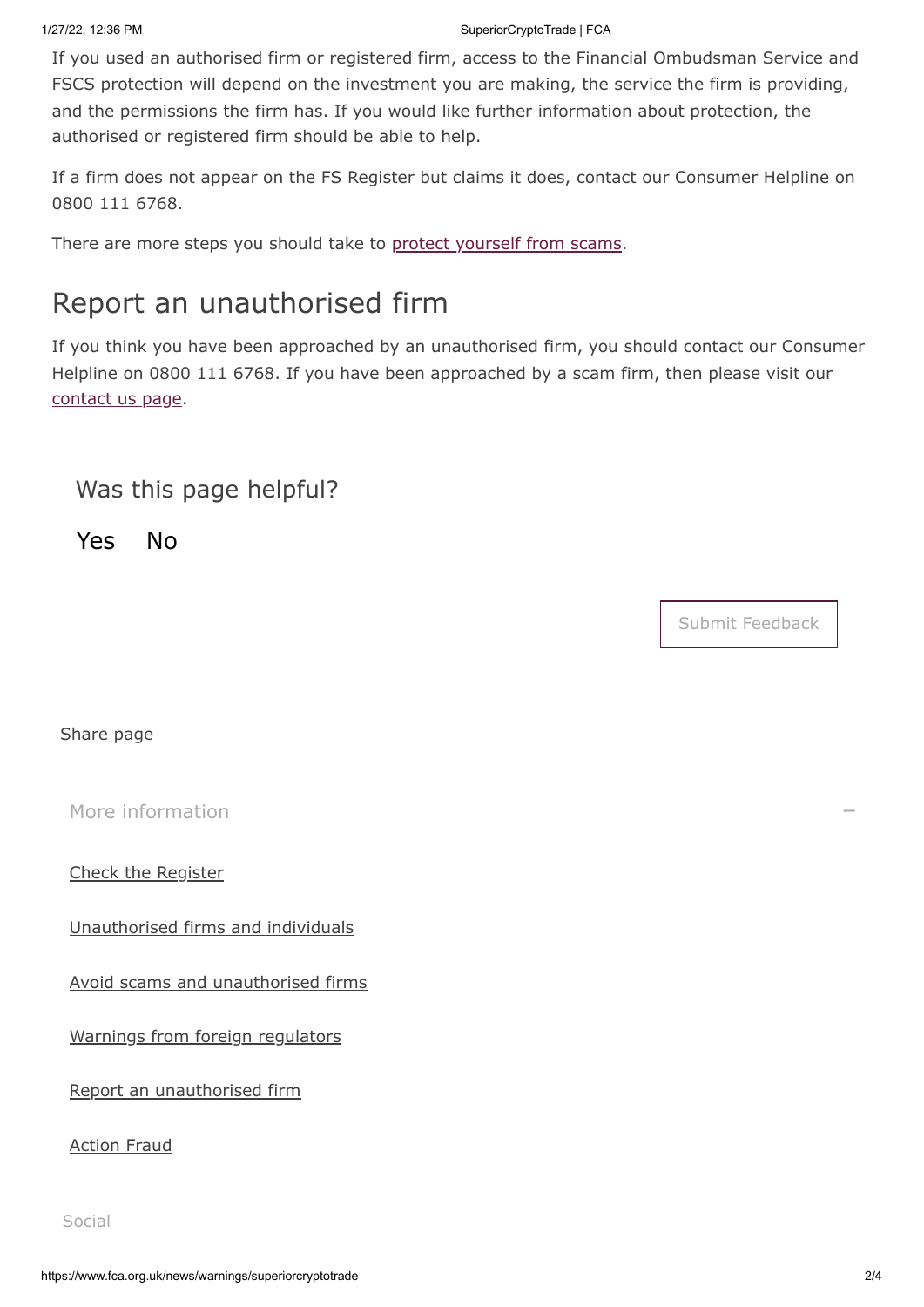If you used an authorised firm or registered firm, access to the Financial Ombudsman Service and FSCS protection will depend on the investment you are making, the service the firm is providing, and the permissions the firm has. If you would like further information about protection, the authorised or registered firm should be able to help.

If a firm does not appear on the FS Register but claims it does, contact our Consumer Helpline on 0800 111 6768.

There are more steps you should take to protect yourself from scams.

## Report an unauthorised firm

If you think you have been approached by an unauthorised firm, you should contact our Consumer Helpline on 0800 111 6768. If you have been approached by a scam firm, then please visit our contact us page.

### Was this page helpful?

Yes No

Submit Feedback

Share page

More information

- Check the Register
- Unauthorised firms and individuals
- Avoid scams and unauthorised firms
- Warnings from foreign regulators
- Report an unauthorised firm
- Action Fraud

Social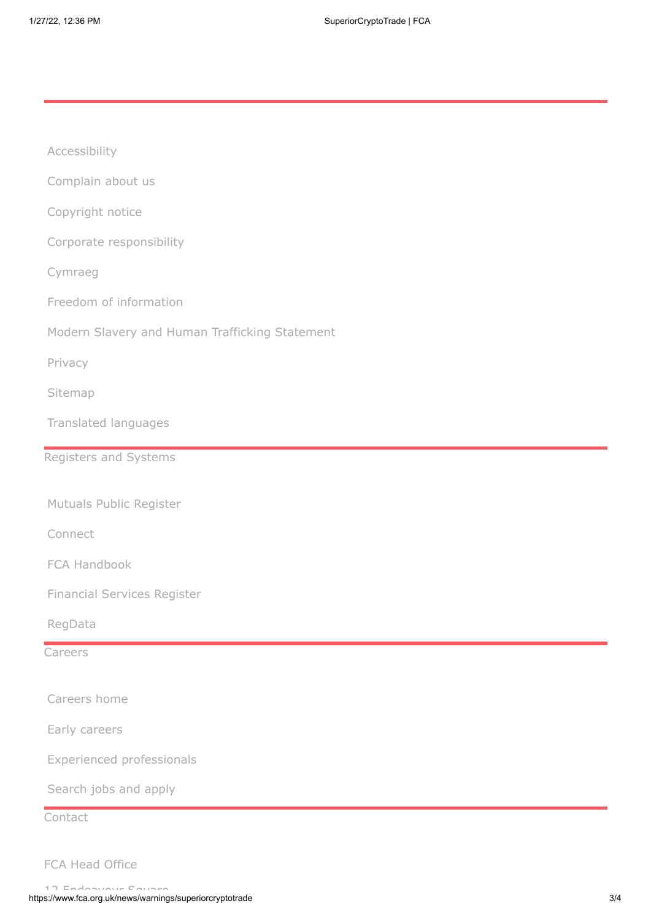Accessibility

Complain about us

Copyright notice

Corporate responsibility

Cymraeg

Freedom of information

Modern Slavery and Human Trafficking Statement

Privacy

Sitemap

Translated languages

## Registers and Systems

Mutuals Public Register

Connect

FCA Handbook

Financial Services Register

RegData

## Careers

Careers home

Early careers

Experienced professionals

Search jobs and apply

## Contact

FCA Head Office

12 Endeavour Square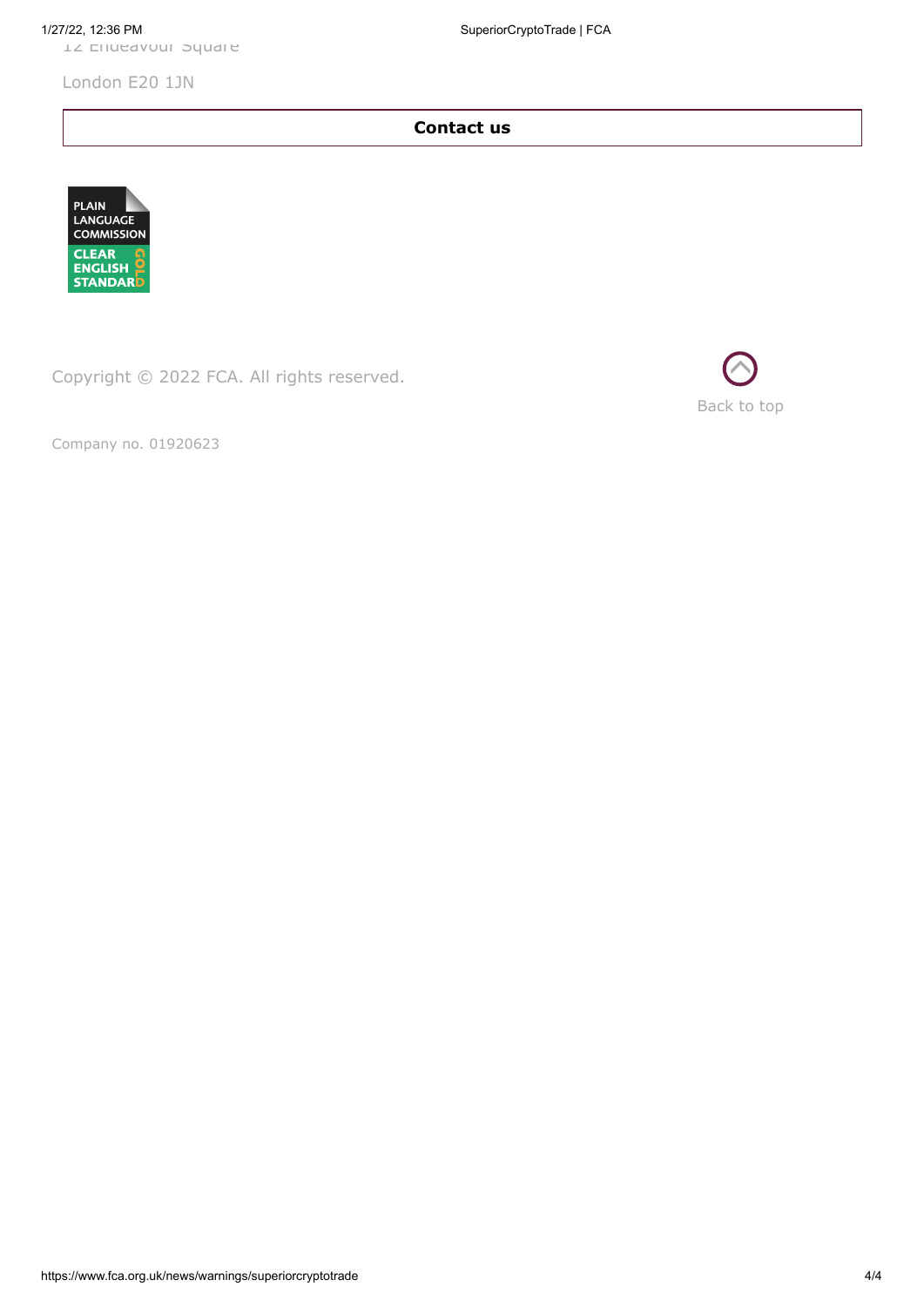12 Endeavour Square

London E20 1JN

**Contact us**

PLAIN LANGUAGE COMMISSION CLEAR ENGLISH STANDARD GOLD

Copyright © 2022 FCA. All rights reserved.

Back to top

Company no. 01920623